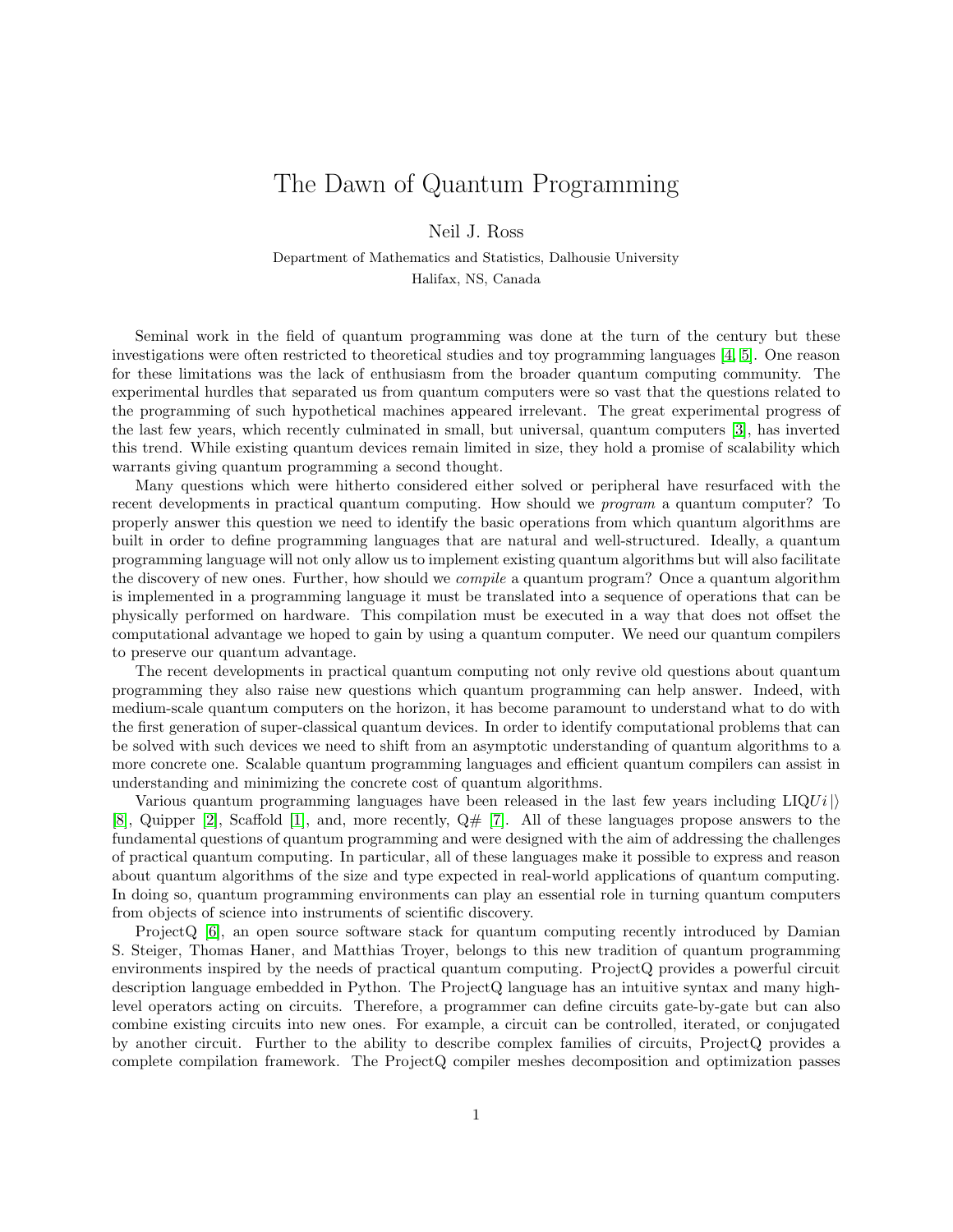# The Dawn of Quantum Programming

Neil J. Ross

Department of Mathematics and Statistics, Dalhousie University
Halifax, NS, Canada

Seminal work in the field of quantum programming was done at the turn of the century but these investigations were often restricted to theoretical studies and toy programming languages [4, 5]. One reason for these limitations was the lack of enthusiasm from the broader quantum computing community. The experimental hurdles that separated us from quantum computers were so vast that the questions related to the programming of such hypothetical machines appeared irrelevant. The great experimental progress of the last few years, which recently culminated in small, but universal, quantum computers [3], has inverted this trend. While existing quantum devices remain limited in size, they hold a promise of scalability which warrants giving quantum programming a second thought.

Many questions which were hitherto considered either solved or peripheral have resurfaced with the recent developments in practical quantum computing. How should we *program* a quantum computer? To properly answer this question we need to identify the basic operations from which quantum algorithms are built in order to define programming languages that are natural and well-structured. Ideally, a quantum programming language will not only allow us to implement existing quantum algorithms but will also facilitate the discovery of new ones. Further, how should we *compile* a quantum program? Once a quantum algorithm is implemented in a programming language it must be translated into a sequence of operations that can be physically performed on hardware. This compilation must be executed in a way that does not offset the computational advantage we hoped to gain by using a quantum computer. We need our quantum compilers to preserve our quantum advantage.

The recent developments in practical quantum computing not only revive old questions about quantum programming they also raise new questions which quantum programming can help answer. Indeed, with medium-scale quantum computers on the horizon, it has become paramount to understand what to do with the first generation of super-classical quantum devices. In order to identify computational problems that can be solved with such devices we need to shift from an asymptotic understanding of quantum algorithms to a more concrete one. Scalable quantum programming languages and efficient quantum compilers can assist in understanding and minimizing the concrete cost of quantum algorithms.

Various quantum programming languages have been released in the last few years including LIQ$Ui|\rangle$ [8], Quipper [2], Scaffold [1], and, more recently, Q# [7]. All of these languages propose answers to the fundamental questions of quantum programming and were designed with the aim of addressing the challenges of practical quantum computing. In particular, all of these languages make it possible to express and reason about quantum algorithms of the size and type expected in real-world applications of quantum computing. In doing so, quantum programming environments can play an essential role in turning quantum computers from objects of science into instruments of scientific discovery.

ProjectQ [6], an open source software stack for quantum computing recently introduced by Damian S. Steiger, Thomas Haner, and Matthias Troyer, belongs to this new tradition of quantum programming environments inspired by the needs of practical quantum computing. ProjectQ provides a powerful circuit description language embedded in Python. The ProjectQ language has an intuitive syntax and many high-level operators acting on circuits. Therefore, a programmer can define circuits gate-by-gate but can also combine existing circuits into new ones. For example, a circuit can be controlled, iterated, or conjugated by another circuit. Further to the ability to describe complex families of circuits, ProjectQ provides a complete compilation framework. The ProjectQ compiler meshes decomposition and optimization passes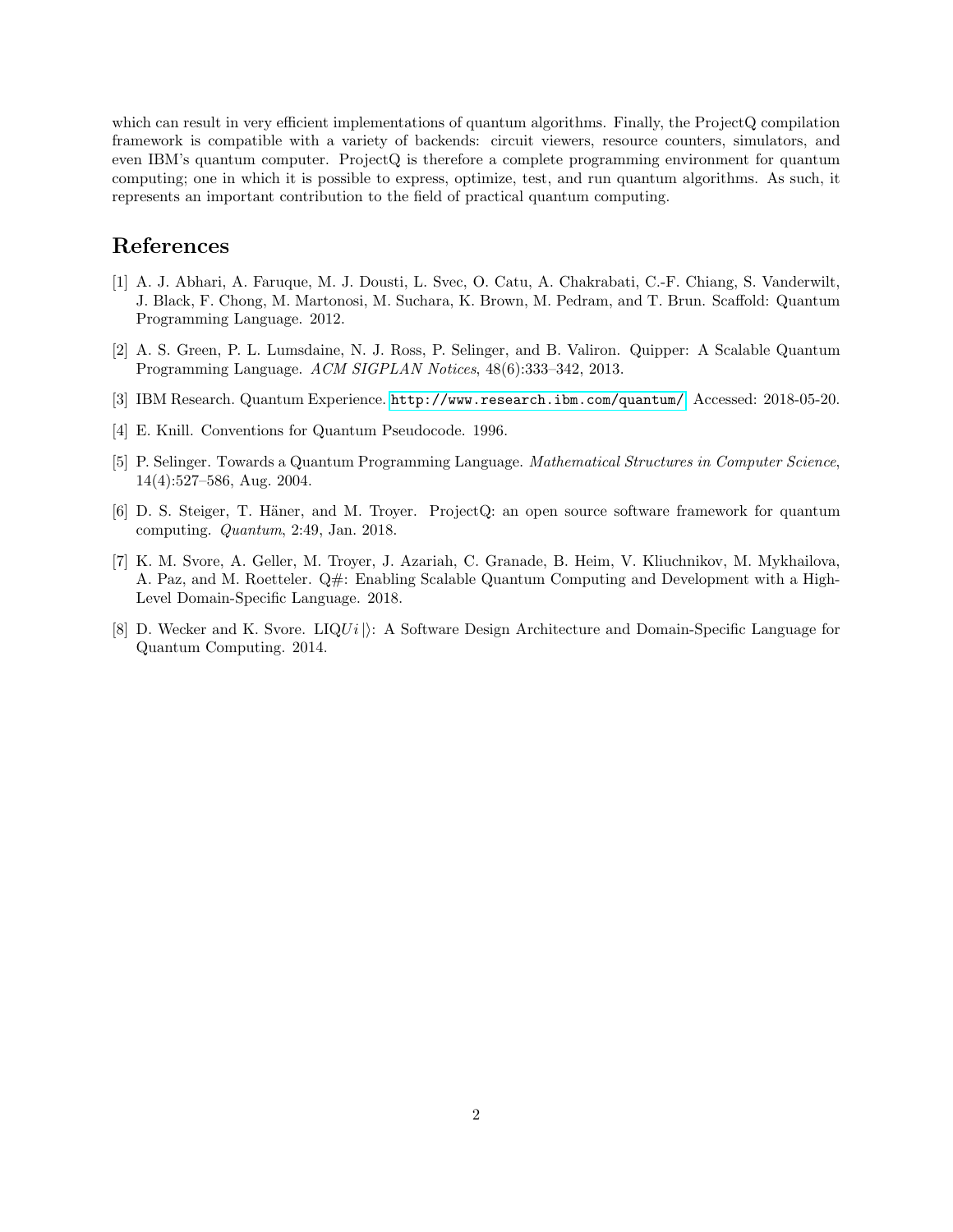which can result in very efficient implementations of quantum algorithms. Finally, the ProjectQ compilation framework is compatible with a variety of backends: circuit viewers, resource counters, simulators, and even IBM's quantum computer. ProjectQ is therefore a complete programming environment for quantum computing; one in which it is possible to express, optimize, test, and run quantum algorithms. As such, it represents an important contribution to the field of practical quantum computing.

## References

[1] A. J. Abhari, A. Faruque, M. J. Dousti, L. Svec, O. Catu, A. Chakrabati, C.-F. Chiang, S. Vanderwilt, J. Black, F. Chong, M. Martonosi, M. Suchara, K. Brown, M. Pedram, and T. Brun. Scaffold: Quantum Programming Language. 2012.

[2] A. S. Green, P. L. Lumsdaine, N. J. Ross, P. Selinger, and B. Valiron. Quipper: A Scalable Quantum Programming Language. *ACM SIGPLAN Notices*, 48(6):333–342, 2013.

[3] IBM Research. Quantum Experience. `http://www.research.ibm.com/quantum/` Accessed: 2018-05-20.

[4] E. Knill. Conventions for Quantum Pseudocode. 1996.

[5] P. Selinger. Towards a Quantum Programming Language. *Mathematical Structures in Computer Science*, 14(4):527–586, Aug. 2004.

[6] D. S. Steiger, T. Häner, and M. Troyer. ProjectQ: an open source software framework for quantum computing. *Quantum*, 2:49, Jan. 2018.

[7] K. M. Svore, A. Geller, M. Troyer, J. Azariah, C. Granade, B. Heim, V. Kliuchnikov, M. Mykhailova, A. Paz, and M. Roetteler. Q#: Enabling Scalable Quantum Computing and Development with a High-Level Domain-Specific Language. 2018.

[8] D. Wecker and K. Svore. LIQ$Ui|\rangle$: A Software Design Architecture and Domain-Specific Language for Quantum Computing. 2014.